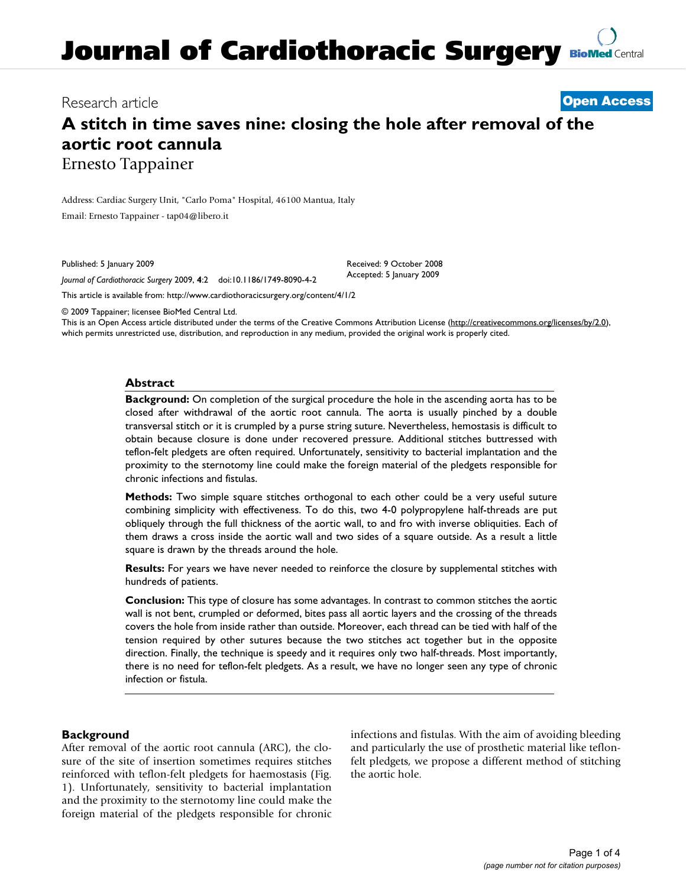# Journal of Cardiothoracic Surgery

Research article

**Open Access**

# A stitch in time saves nine: closing the hole after removal of the aortic root cannula

Ernesto Tappainer

Address: Cardiac Surgery Unit, "Carlo Poma" Hospital, 46100 Mantua, Italy

Email: Ernesto Tappainer - tap04@libero.it

Published: 5 January 2009

*Journal of Cardiothoracic Surgery* 2009, **4**:2 doi:10.1186/1749-8090-4-2

Received: 9 October 2008

Accepted: 5 January 2009

This article is available from: http://www.cardiothoracicsurgery.org/content/4/1/2

© 2009 Tappainer; licensee BioMed Central Ltd.

This is an Open Access article distributed under the terms of the Creative Commons Attribution License (http://creativecommons.org/licenses/by/2.0), which permits unrestricted use, distribution, and reproduction in any medium, provided the original work is properly cited.

## Abstract

**Background:** On completion of the surgical procedure the hole in the ascending aorta has to be closed after withdrawal of the aortic root cannula. The aorta is usually pinched by a double transversal stitch or it is crumpled by a purse string suture. Nevertheless, hemostasis is difficult to obtain because closure is done under recovered pressure. Additional stitches buttressed with teflon-felt pledgets are often required. Unfortunately, sensitivity to bacterial implantation and the proximity to the sternotomy line could make the foreign material of the pledgets responsible for chronic infections and fistulas.

**Methods:** Two simple square stitches orthogonal to each other could be a very useful suture combining simplicity with effectiveness. To do this, two 4-0 polypropylene half-threads are put obliquely through the full thickness of the aortic wall, to and fro with inverse obliquities. Each of them draws a cross inside the aortic wall and two sides of a square outside. As a result a little square is drawn by the threads around the hole.

**Results:** For years we have never needed to reinforce the closure by supplemental stitches with hundreds of patients.

**Conclusion:** This type of closure has some advantages. In contrast to common stitches the aortic wall is not bent, crumpled or deformed, bites pass all aortic layers and the crossing of the threads covers the hole from inside rather than outside. Moreover, each thread can be tied with half of the tension required by other sutures because the two stitches act together but in the opposite direction. Finally, the technique is speedy and it requires only two half-threads. Most importantly, there is no need for teflon-felt pledgets. As a result, we have no longer seen any type of chronic infection or fistula.

## Background

After removal of the aortic root cannula (ARC), the closure of the site of insertion sometimes requires stitches reinforced with teflon-felt pledgets for haemostasis (Fig. 1). Unfortunately, sensitivity to bacterial implantation and the proximity to the sternotomy line could make the foreign material of the pledgets responsible for chronic infections and fistulas. With the aim of avoiding bleeding and particularly the use of prosthetic material like teflon-felt pledgets, we propose a different method of stitching the aortic hole.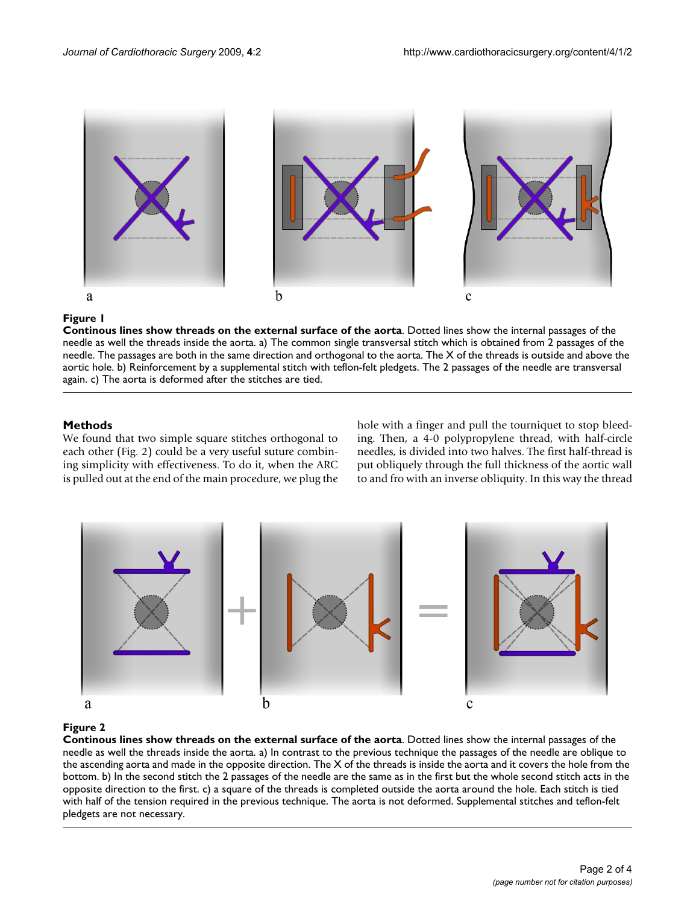**Figure 1**

**Continous lines show threads on the external surface of the aorta**. Dotted lines show the internal passages of the needle as well the threads inside the aorta. a) The common single transversal stitch which is obtained from 2 passages of the needle. The passages are both in the same direction and orthogonal to the aorta. The X of the threads is outside and above the aortic hole. b) Reinforcement by a supplemental stitch with teflon-felt pledgets. The 2 passages of the needle are transversal again. c) The aorta is deformed after the stitches are tied.

## Methods

We found that two simple square stitches orthogonal to each other (Fig. 2) could be a very useful suture combining simplicity with effectiveness. To do it, when the ARC is pulled out at the end of the main procedure, we plug the hole with a finger and pull the tourniquet to stop bleeding. Then, a 4-0 polypropylene thread, with half-circle needles, is divided into two halves. The first half-thread is put obliquely through the full thickness of the aortic wall to and fro with an inverse obliquity. In this way the thread

**Figure 2**

**Continous lines show threads on the external surface of the aorta**. Dotted lines show the internal passages of the needle as well the threads inside the aorta. a) In contrast to the previous technique the passages of the needle are oblique to the ascending aorta and made in the opposite direction. The X of the threads is inside the aorta and it covers the hole from the bottom. b) In the second stitch the 2 passages of the needle are the same as in the first but the whole second stitch acts in the opposite direction to the first. c) a square of the threads is completed outside the aorta around the hole. Each stitch is tied with half of the tension required in the previous technique. The aorta is not deformed. Supplemental stitches and teflon-felt pledgets are not necessary.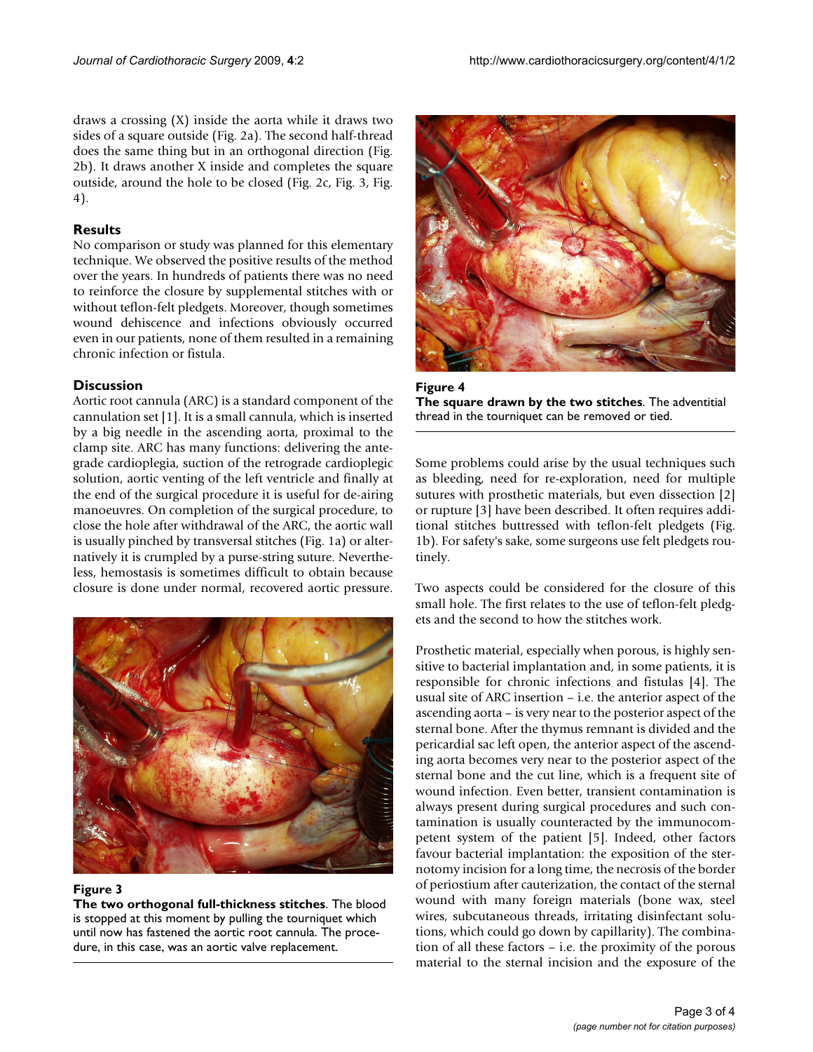draws a crossing (X) inside the aorta while it draws two sides of a square outside (Fig. 2a). The second half-thread does the same thing but in an orthogonal direction (Fig. 2b). It draws another X inside and completes the square outside, around the hole to be closed (Fig. 2c, Fig. 3, Fig. 4).

## Results

No comparison or study was planned for this elementary technique. We observed the positive results of the method over the years. In hundreds of patients there was no need to reinforce the closure by supplemental stitches with or without teflon-felt pledgets. Moreover, though sometimes wound dehiscence and infections obviously occurred even in our patients, none of them resulted in a remaining chronic infection or fistula.

## Discussion

Aortic root cannula (ARC) is a standard component of the cannulation set [1]. It is a small cannula, which is inserted by a big needle in the ascending aorta, proximal to the clamp site. ARC has many functions: delivering the antegrade cardioplegia, suction of the retrograde cardioplegic solution, aortic venting of the left ventricle and finally at the end of the surgical procedure it is useful for de-airing manoeuvres. On completion of the surgical procedure, to close the hole after withdrawal of the ARC, the aortic wall is usually pinched by transversal stitches (Fig. 1a) or alternatively it is crumpled by a purse-string suture. Nevertheless, hemostasis is sometimes difficult to obtain because closure is done under normal, recovered aortic pressure.

**Figure 3**
**The two orthogonal full-thickness stitches**. The blood is stopped at this moment by pulling the tourniquet which until now has fastened the aortic root cannula. The procedure, in this case, was an aortic valve replacement.

**Figure 4**
**The square drawn by the two stitches**. The adventitial thread in the tourniquet can be removed or tied.

Some problems could arise by the usual techniques such as bleeding, need for re-exploration, need for multiple sutures with prosthetic materials, but even dissection [2] or rupture [3] have been described. It often requires additional stitches buttressed with teflon-felt pledgets (Fig. 1b). For safety's sake, some surgeons use felt pledgets routinely.

Two aspects could be considered for the closure of this small hole. The first relates to the use of teflon-felt pledgets and the second to how the stitches work.

Prosthetic material, especially when porous, is highly sensitive to bacterial implantation and, in some patients, it is responsible for chronic infections and fistulas [4]. The usual site of ARC insertion – i.e. the anterior aspect of the ascending aorta – is very near to the posterior aspect of the sternal bone. After the thymus remnant is divided and the pericardial sac left open, the anterior aspect of the ascending aorta becomes very near to the posterior aspect of the sternal bone and the cut line, which is a frequent site of wound infection. Even better, transient contamination is always present during surgical procedures and such contamination is usually counteracted by the immunocompetent system of the patient [5]. Indeed, other factors favour bacterial implantation: the exposition of the sternotomy incision for a long time, the necrosis of the border of periostium after cauterization, the contact of the sternal wound with many foreign materials (bone wax, steel wires, subcutaneous threads, irritating disinfectant solutions, which could go down by capillarity). The combination of all these factors – i.e. the proximity of the porous material to the sternal incision and the exposure of the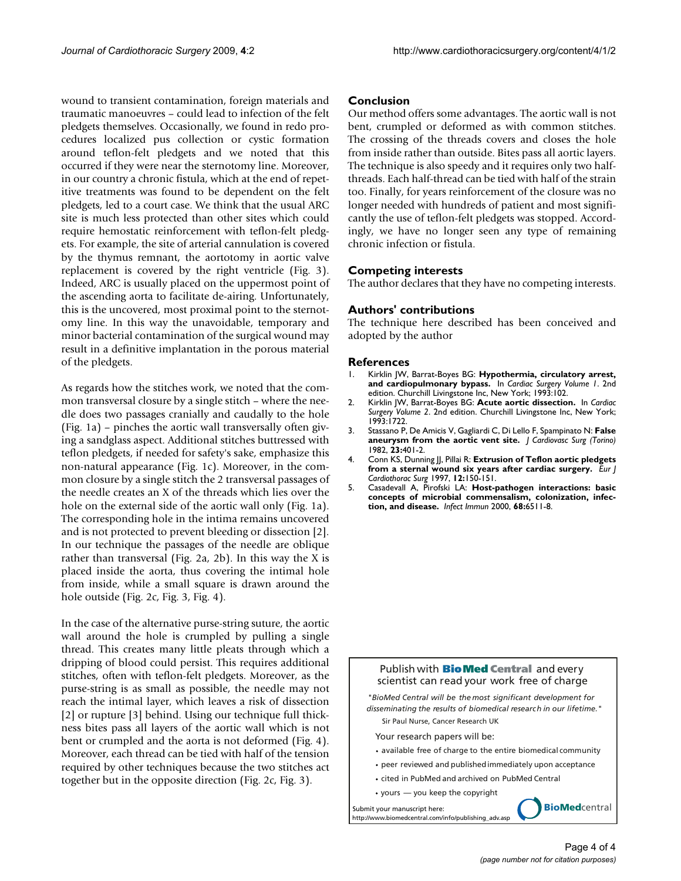wound to transient contamination, foreign materials and traumatic manoeuvres – could lead to infection of the felt pledgets themselves. Occasionally, we found in redo procedures localized pus collection or cystic formation around teflon-felt pledgets and we noted that this occurred if they were near the sternotomy line. Moreover, in our country a chronic fistula, which at the end of repetitive treatments was found to be dependent on the felt pledgets, led to a court case. We think that the usual ARC site is much less protected than other sites which could require hemostatic reinforcement with teflon-felt pledgets. For example, the site of arterial cannulation is covered by the thymus remnant, the aortotomy in aortic valve replacement is covered by the right ventricle (Fig. 3). Indeed, ARC is usually placed on the uppermost point of the ascending aorta to facilitate de-airing. Unfortunately, this is the uncovered, most proximal point to the sternotomy line. In this way the unavoidable, temporary and minor bacterial contamination of the surgical wound may result in a definitive implantation in the porous material of the pledgets.

As regards how the stitches work, we noted that the common transversal closure by a single stitch – where the needle does two passages cranially and caudally to the hole (Fig. 1a) – pinches the aortic wall transversally often giving a sandglass aspect. Additional stitches buttressed with teflon pledgets, if needed for safety's sake, emphasize this non-natural appearance (Fig. 1c). Moreover, in the common closure by a single stitch the 2 transversal passages of the needle creates an X of the threads which lies over the hole on the external side of the aortic wall only (Fig. 1a). The corresponding hole in the intima remains uncovered and is not protected to prevent bleeding or dissection [2]. In our technique the passages of the needle are oblique rather than transversal (Fig. 2a, 2b). In this way the X is placed inside the aorta, thus covering the intimal hole from inside, while a small square is drawn around the hole outside (Fig. 2c, Fig. 3, Fig. 4).

In the case of the alternative purse-string suture, the aortic wall around the hole is crumpled by pulling a single thread. This creates many little pleats through which a dripping of blood could persist. This requires additional stitches, often with teflon-felt pledgets. Moreover, as the purse-string is as small as possible, the needle may not reach the intimal layer, which leaves a risk of dissection [2] or rupture [3] behind. Using our technique full thickness bites pass all layers of the aortic wall which is not bent or crumpled and the aorta is not deformed (Fig. 4). Moreover, each thread can be tied with half of the tension required by other techniques because the two stitches act together but in the opposite direction (Fig. 2c, Fig. 3).

## Conclusion

Our method offers some advantages. The aortic wall is not bent, crumpled or deformed as with common stitches. The crossing of the threads covers and closes the hole from inside rather than outside. Bites pass all aortic layers. The technique is also speedy and it requires only two half-threads. Each half-thread can be tied with half of the strain too. Finally, for years reinforcement of the closure was no longer needed with hundreds of patient and most significantly the use of teflon-felt pledgets was stopped. Accordingly, we have no longer seen any type of remaining chronic infection or fistula.

## Competing interests

The author declares that they have no competing interests.

## Authors' contributions

The technique here described has been conceived and adopted by the author

## References

1. Kirklin JW, Barrat-Boyes BG: **Hypothermia, circulatory arrest, and cardiopulmonary bypass.** In *Cardiac Surgery Volume 1*. 2nd edition. Churchill Livingstone Inc, New York; 1993:102.
2. Kirklin JW, Barrat-Boyes BG: **Acute aortic dissection.** In *Cardiac Surgery Volume 2*. 2nd edition. Churchill Livingstone Inc, New York; 1993:1722.
3. Stassano P, De Amicis V, Gagliardi C, Di Lello F, Spampinato N: **False aneurysm from the aortic vent site.** *J Cardiovasc Surg (Torino)* 1982, **23:**401-2.
4. Conn KS, Dunning JJ, Pillai R: **Extrusion of Teflon aortic pledgets from a sternal wound six years after cardiac surgery.** *Eur J Cardiothorac Surg* 1997, **12:**150-151.
5. Casadevall A, Pirofski LA: **Host-pathogen interactions: basic concepts of microbial commensalism, colonization, infection, and disease.** *Infect Immun* 2000, **68:**6511-8.

Publish with **BioMed Central** and every scientist can read your work free of charge

*"BioMed Central will be the most significant development for disseminating the results of biomedical research in our lifetime."*
Sir Paul Nurse, Cancer Research UK

Your research papers will be:

- available free of charge to the entire biomedical community
- peer reviewed and published immediately upon acceptance
- cited in PubMed and archived on PubMed Central
- yours — you keep the copyright

Submit your manuscript here:
http://www.biomedcentral.com/info/publishing_adv.asp

BioMedcentral